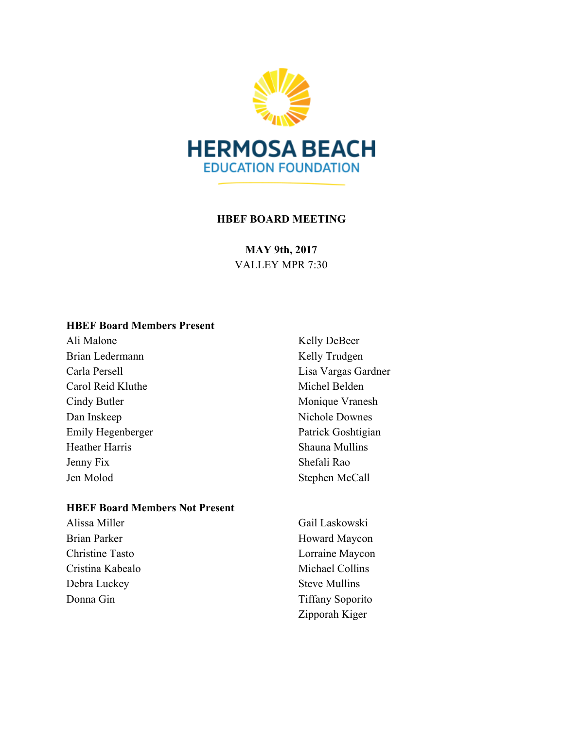HERMOSA BEACH
EDUCATION FOUNDATION

# HBEF BOARD MEETING

**MAY 9th, 2017**
VALLEY MPR 7:30

## HBEF Board Members Present

Ali Malone
Brian Ledermann
Carla Persell
Carol Reid Kluthe
Cindy Butler
Dan Inskeep
Emily Hegenberger
Heather Harris
Jenny Fix
Jen Molod
Kelly DeBeer
Kelly Trudgen
Lisa Vargas Gardner
Michel Belden
Monique Vranesh
Nichole Downes
Patrick Goshtigian
Shauna Mullins
Shefali Rao
Stephen McCall

## HBEF Board Members Not Present

Alissa Miller
Brian Parker
Christine Tasto
Cristina Kabealo
Debra Luckey
Donna Gin
Gail Laskowski
Howard Maycon
Lorraine Maycon
Michael Collins
Steve Mullins
Tiffany Soporito
Zipporah Kiger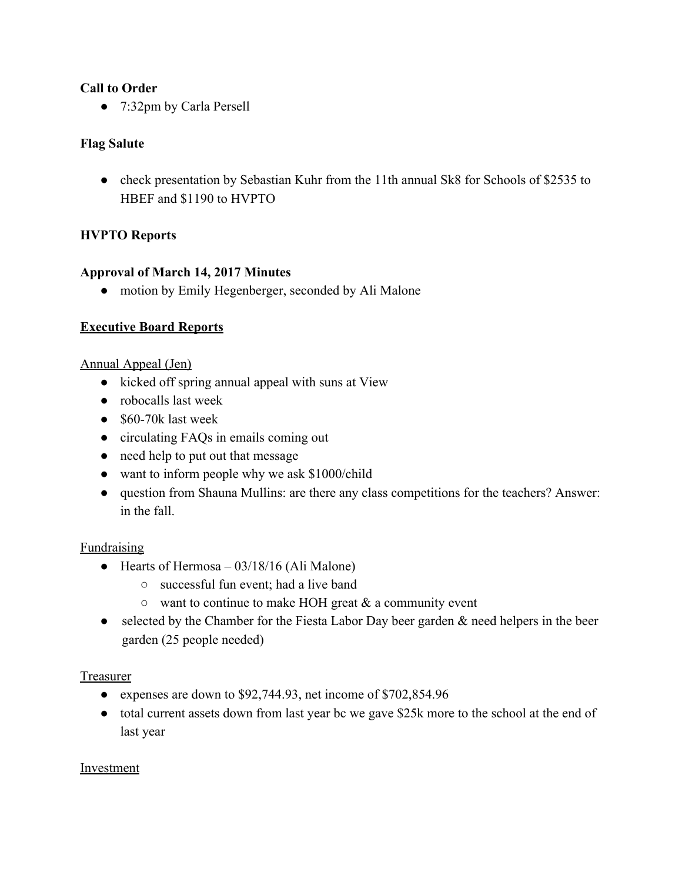**Call to Order**

- 7:32pm by Carla Persell

**Flag Salute**

- check presentation by Sebastian Kuhr from the 11th annual Sk8 for Schools of $2535 to HBEF and $1190 to HVPTO

**HVPTO Reports**

**Approval of March 14, 2017 Minutes**

- motion by Emily Hegenberger, seconded by Ali Malone

**<u>Executive Board Reports</u>**

<u>Annual Appeal (Jen)</u>

- kicked off spring annual appeal with suns at View
- robocalls last week
- $60-70k last week
- circulating FAQs in emails coming out
- need help to put out that message
- want to inform people why we ask $1000/child
- question from Shauna Mullins: are there any class competitions for the teachers? Answer: in the fall.

<u>Fundraising</u>

- Hearts of Hermosa – 03/18/16 (Ali Malone)
    - successful fun event; had a live band
    - want to continue to make HOH great & a community event
- selected by the Chamber for the Fiesta Labor Day beer garden & need helpers in the beer garden (25 people needed)

<u>Treasurer</u>

- expenses are down to $92,744.93, net income of $702,854.96
- total current assets down from last year bc we gave $25k more to the school at the end of last year

<u>Investment</u>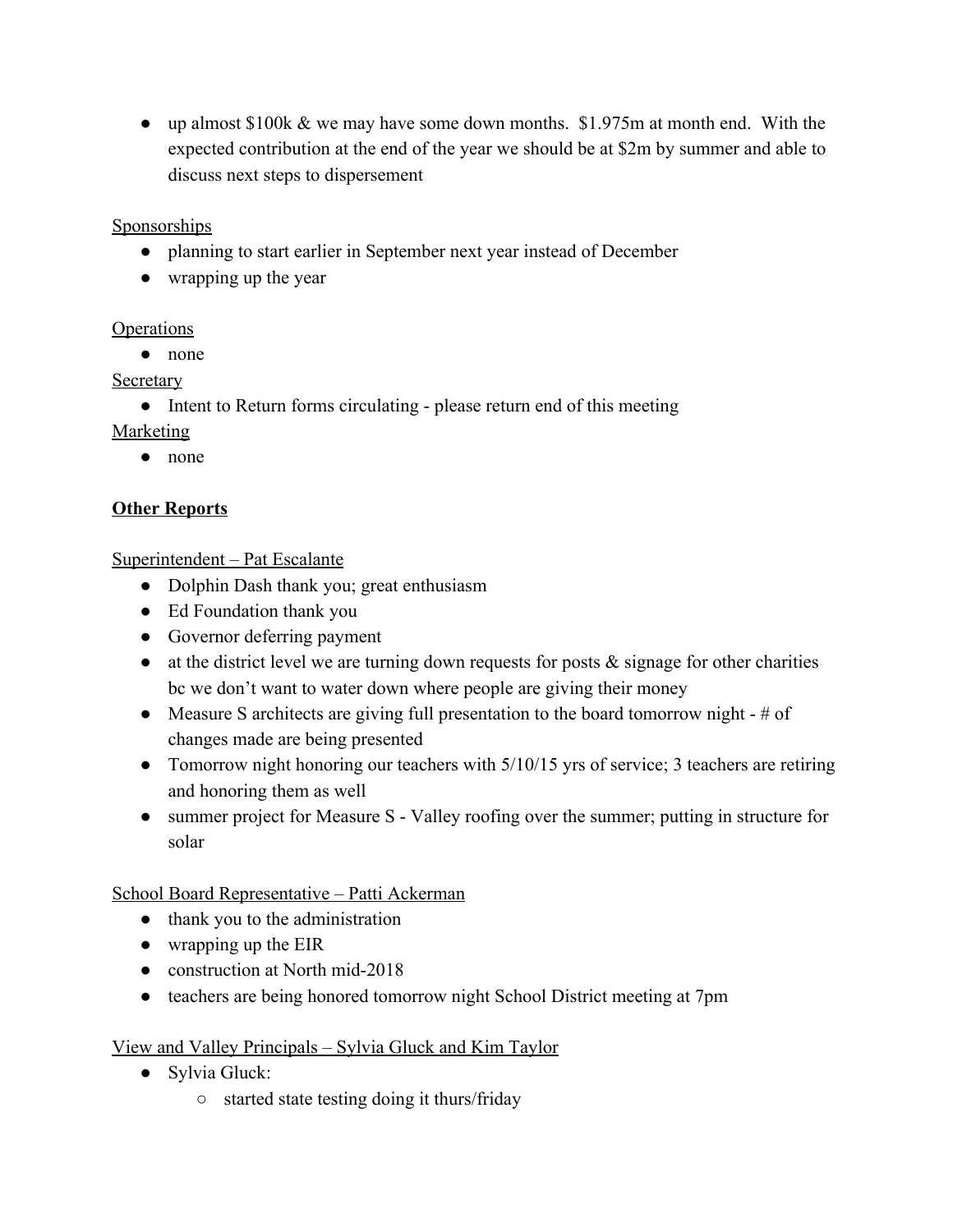- up almost $100k & we may have some down months.  $1.975m at month end.  With the expected contribution at the end of the year we should be at $2m by summer and able to discuss next steps to dispersement

Sponsorships

- planning to start earlier in September next year instead of December
- wrapping up the year

Operations

- none

Secretary

- Intent to Return forms circulating - please return end of this meeting

Marketing

- none

**Other Reports**

Superintendent – Pat Escalante

- Dolphin Dash thank you; great enthusiasm
- Ed Foundation thank you
- Governor deferring payment
- at the district level we are turning down requests for posts & signage for other charities bc we don't want to water down where people are giving their money
- Measure S architects are giving full presentation to the board tomorrow night - # of changes made are being presented
- Tomorrow night honoring our teachers with 5/10/15 yrs of service; 3 teachers are retiring and honoring them as well
- summer project for Measure S - Valley roofing over the summer; putting in structure for solar

School Board Representative – Patti Ackerman

- thank you to the administration
- wrapping up the EIR
- construction at North mid-2018
- teachers are being honored tomorrow night School District meeting at 7pm

View and Valley Principals – Sylvia Gluck and Kim Taylor

- Sylvia Gluck:
    - started state testing doing it thurs/friday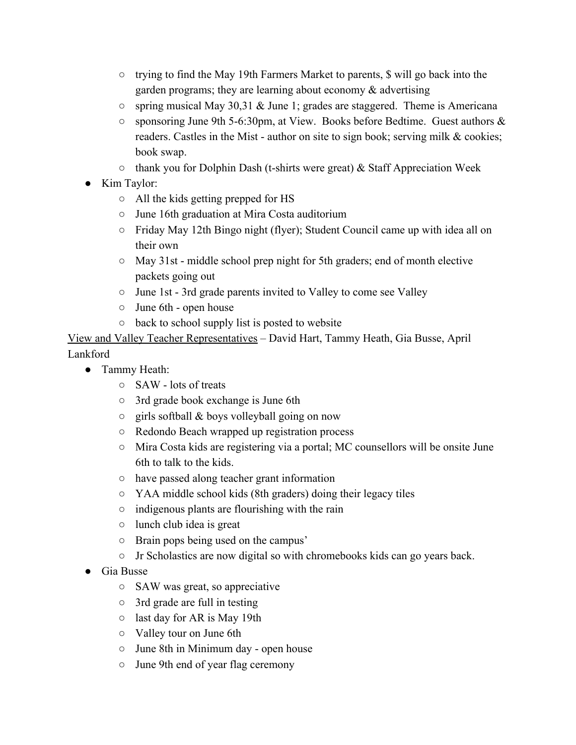- trying to find the May 19th Farmers Market to parents, $ will go back into the garden programs; they are learning about economy & advertising
  - spring musical May 30,31 & June 1; grades are staggered.  Theme is Americana
  - sponsoring June 9th 5-6:30pm, at View.  Books before Bedtime.  Guest authors & readers. Castles in the Mist - author on site to sign book; serving milk & cookies; book swap.
  - thank you for Dolphin Dash (t-shirts were great) & Staff Appreciation Week
- Kim Taylor:
  - All the kids getting prepped for HS
  - June 16th graduation at Mira Costa auditorium
  - Friday May 12th Bingo night (flyer); Student Council came up with idea all on their own
  - May 31st - middle school prep night for 5th graders; end of month elective packets going out
  - June 1st - 3rd grade parents invited to Valley to come see Valley
  - June 6th - open house
  - back to school supply list is posted to website

<u>View and Valley Teacher Representatives</u> – David Hart, Tammy Heath, Gia Busse, April Lankford

- Tammy Heath:
  - SAW - lots of treats
  - 3rd grade book exchange is June 6th
  - girls softball & boys volleyball going on now
  - Redondo Beach wrapped up registration process
  - Mira Costa kids are registering via a portal; MC counsellors will be onsite June 6th to talk to the kids.
  - have passed along teacher grant information
  - YAA middle school kids (8th graders) doing their legacy tiles
  - indigenous plants are flourishing with the rain
  - lunch club idea is great
  - Brain pops being used on the campus'
  - Jr Scholastics are now digital so with chromebooks kids can go years back.
- Gia Busse
  - SAW was great, so appreciative
  - 3rd grade are full in testing
  - last day for AR is May 19th
  - Valley tour on June 6th
  - June 8th in Minimum day - open house
  - June 9th end of year flag ceremony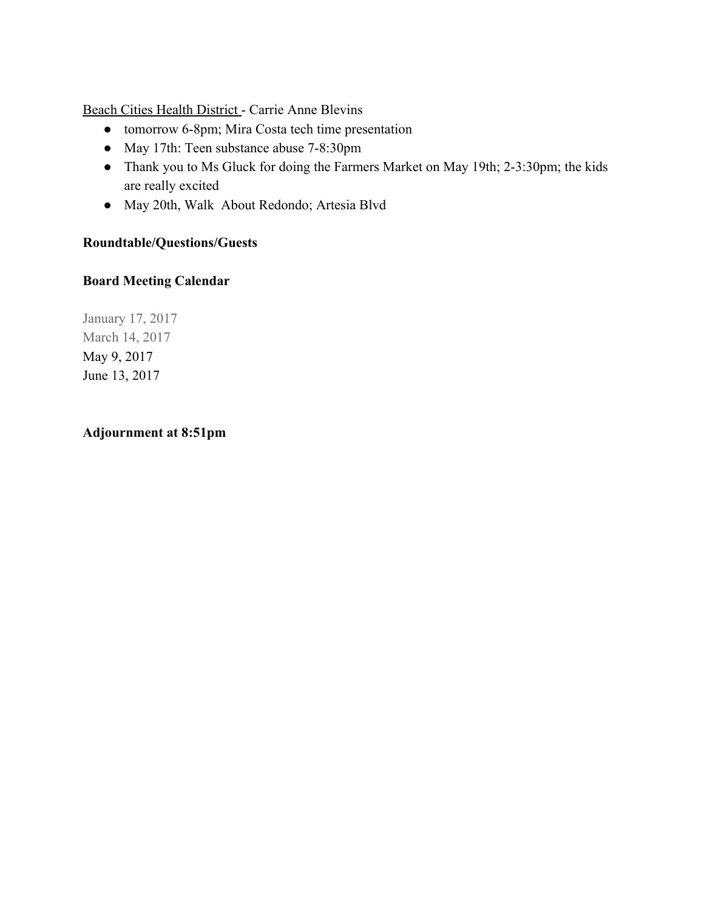Beach Cities Health District - Carrie Anne Blevins

- tomorrow 6-8pm; Mira Costa tech time presentation
- May 17th: Teen substance abuse 7-8:30pm
- Thank you to Ms Gluck for doing the Farmers Market on May 19th; 2-3:30pm; the kids are really excited
- May 20th, Walk  About Redondo; Artesia Blvd

**Roundtable/Questions/Guests**

**Board Meeting Calendar**

January 17, 2017
March 14, 2017
May 9, 2017
June 13, 2017

**Adjournment at 8:51pm**